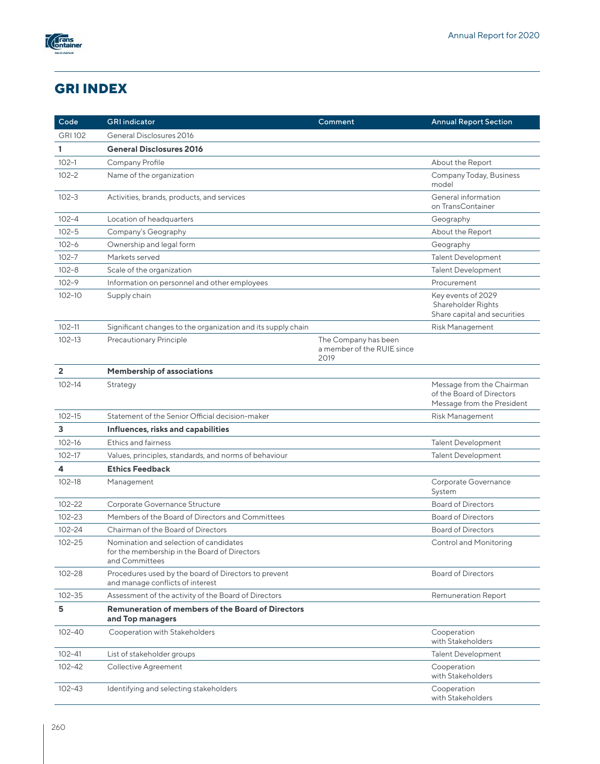# GRI INDEX

| Code | GRI indicator | Comment | Annual Report Section |
|---|---|---|---|
| GRI 102 | General Disclosures 2016 | | |
| **1** | **General Disclosures 2016** | | |
| 102–1 | Company Profile | | About the Report |
| 102–2 | Name of the organization | | Company Today, Business model |
| 102–3 | Activities, brands, products, and services | | General information on TransContainer |
| 102–4 | Location of headquarters | | Geography |
| 102–5 | Company's Geography | | About the Report |
| 102–6 | Ownership and legal form | | Geography |
| 102–7 | Markets served | | Talent Development |
| 102–8 | Scale of the organization | | Talent Development |
| 102–9 | Information on personnel and other employees | | Procurement |
| 102–10 | Supply chain | | Key events of 2029<br>Shareholder Rights<br>Share capital and securities |
| 102–11 | Significant changes to the organization and its supply chain | | Risk Management |
| 102–13 | Precautionary Principle | The Company has been a member of the RUIE since 2019 | |
| **2** | **Membership of associations** | | |
| 102–14 | Strategy | | Message from the Chairman of the Board of Directors<br>Message from the President |
| 102–15 | Statement of the Senior Official decision-maker | | Risk Management |
| **3** | **Influences, risks and capabilities** | | |
| 102–16 | Ethics and fairness | | Talent Development |
| 102–17 | Values, principles, standards, and norms of behaviour | | Talent Development |
| **4** | **Ethics Feedback** | | |
| 102–18 | Management | | Corporate Governance System |
| 102–22 | Corporate Governance Structure | | Board of Directors |
| 102–23 | Members of the Board of Directors and Committees | | Board of Directors |
| 102–24 | Chairman of the Board of Directors | | Board of Directors |
| 102–25 | Nomination and selection of candidates for the membership in the Board of Directors and Committees | | Control and Monitoring |
| 102–28 | Procedures used by the board of Directors to prevent and manage conflicts of interest | | Board of Directors |
| 102–35 | Assessment of the activity of the Board of Directors | | Remuneration Report |
| **5** | **Remuneration of members of the Board of Directors and Top managers** | | |
| 102–40 | Cooperation with Stakeholders | | Cooperation with Stakeholders |
| 102–41 | List of stakeholder groups | | Talent Development |
| 102–42 | Collective Agreement | | Cooperation with Stakeholders |
| 102–43 | Identifying and selecting stakeholders | | Cooperation with Stakeholders |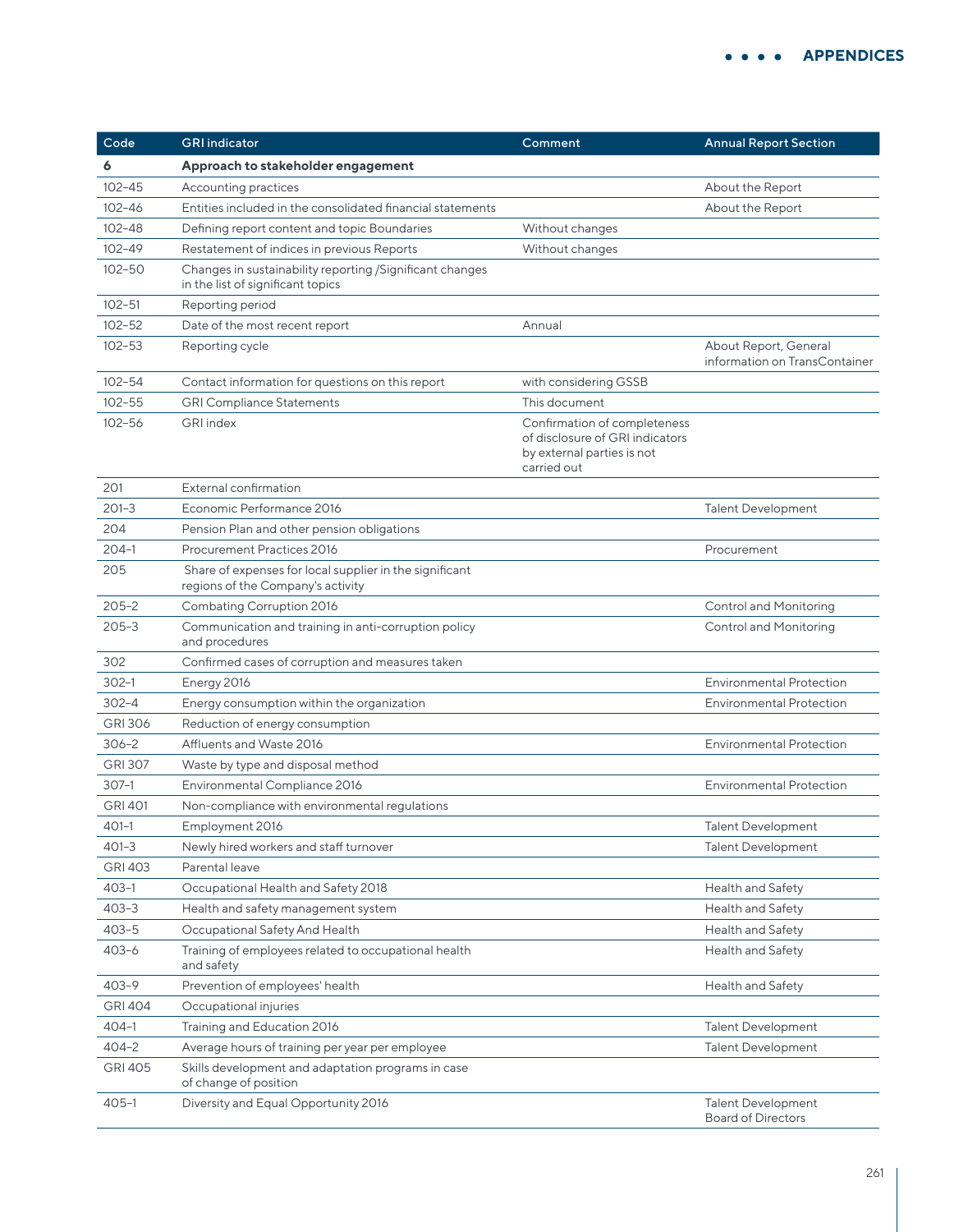| Code | GRI indicator | Comment | Annual Report Section |
|---|---|---|---|
| **6** | **Approach to stakeholder engagement** | | |
| 102–45 | Accounting practices | | About the Report |
| 102–46 | Entities included in the consolidated financial statements | | About the Report |
| 102–48 | Defining report content and topic Boundaries | Without changes | |
| 102–49 | Restatement of indices in previous Reports | Without changes | |
| 102–50 | Changes in sustainability reporting /Significant changes in the list of significant topics | | |
| 102–51 | Reporting period | | |
| 102–52 | Date of the most recent report | Annual | |
| 102–53 | Reporting cycle | | About Report, General information on TransContainer |
| 102–54 | Contact information for questions on this report | with considering GSSB | |
| 102–55 | GRI Compliance Statements | This document | |
| 102–56 | GRI index | Confirmation of completeness of disclosure of GRI indicators by external parties is not carried out | |
| 201 | External confirmation | | |
| 201–3 | Economic Performance 2016 | | Talent Development |
| 204 | Pension Plan and other pension obligations | | |
| 204–1 | Procurement Practices 2016 | | Procurement |
| 205 | Share of expenses for local supplier in the significant regions of the Company's activity | | |
| 205–2 | Combating Corruption 2016 | | Control and Monitoring |
| 205–3 | Communication and training in anti-corruption policy and procedures | | Control and Monitoring |
| 302 | Confirmed cases of corruption and measures taken | | |
| 302–1 | Energy 2016 | | Environmental Protection |
| 302–4 | Energy consumption within the organization | | Environmental Protection |
| GRI 306 | Reduction of energy consumption | | |
| 306–2 | Affluents and Waste 2016 | | Environmental Protection |
| GRI 307 | Waste by type and disposal method | | |
| 307–1 | Environmental Compliance 2016 | | Environmental Protection |
| GRI 401 | Non-compliance with environmental regulations | | |
| 401–1 | Employment 2016 | | Talent Development |
| 401–3 | Newly hired workers and staff turnover | | Talent Development |
| GRI 403 | Parental leave | | |
| 403–1 | Occupational Health and Safety 2018 | | Health and Safety |
| 403–3 | Health and safety management system | | Health and Safety |
| 403–5 | Occupational Safety And Health | | Health and Safety |
| 403–6 | Training of employees related to occupational health and safety | | Health and Safety |
| 403–9 | Prevention of employees' health | | Health and Safety |
| GRI 404 | Occupational injuries | | |
| 404–1 | Training and Education 2016 | | Talent Development |
| 404–2 | Average hours of training per year per employee | | Talent Development |
| GRI 405 | Skills development and adaptation programs in case of change of position | | |
| 405–1 | Diversity and Equal Opportunity 2016 | | Talent Development Board of Directors |